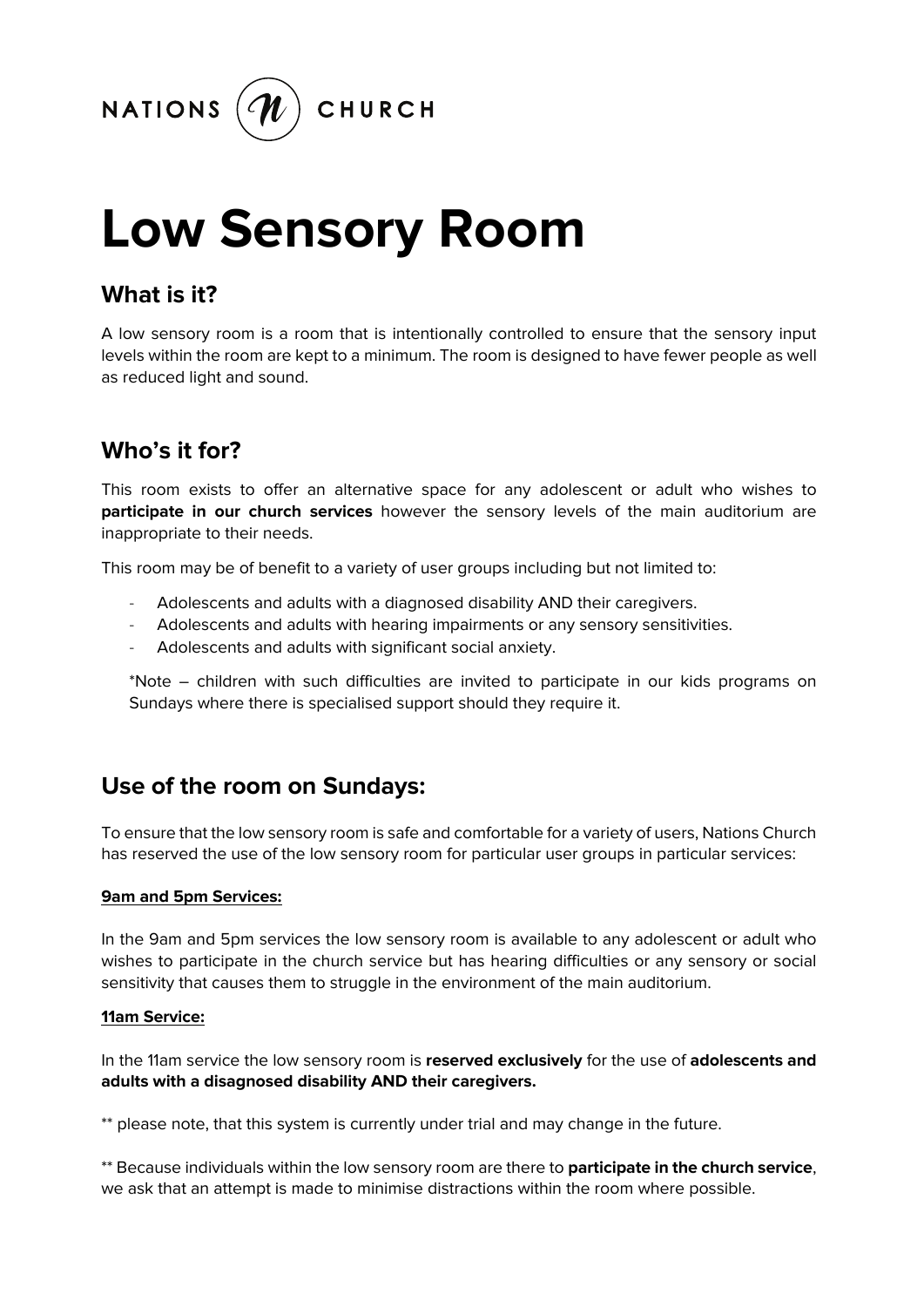NATIONS CHURCH

# Low Sensory Room

## What is it?

A low sensory room is a room that is intentionally controlled to ensure that the sensory input levels within the room are kept to a minimum. The room is designed to have fewer people as well as reduced light and sound.

## Who's it for?

This room exists to offer an alternative space for any adolescent or adult who wishes to **participate in our church services** however the sensory levels of the main auditorium are inappropriate to their needs.

This room may be of benefit to a variety of user groups including but not limited to:

- Adolescents and adults with a diagnosed disability AND their caregivers.
- Adolescents and adults with hearing impairments or any sensory sensitivities.
- Adolescents and adults with significant social anxiety.

*Note – children with such difficulties are invited to participate in our kids programs on Sundays where there is specialised support should they require it.

## Use of the room on Sundays:

To ensure that the low sensory room is safe and comfortable for a variety of users, Nations Church has reserved the use of the low sensory room for particular user groups in particular services:

**9am and 5pm Services:**

In the 9am and 5pm services the low sensory room is available to any adolescent or adult who wishes to participate in the church service but has hearing difficulties or any sensory or social sensitivity that causes them to struggle in the environment of the main auditorium.

**11am Service:**

In the 11am service the low sensory room is **reserved exclusively** for the use of **adolescents and adults with a disagnosed disability AND their caregivers.**

** please note, that this system is currently under trial and may change in the future.

** Because individuals within the low sensory room are there to **participate in the church service**, we ask that an attempt is made to minimise distractions within the room where possible.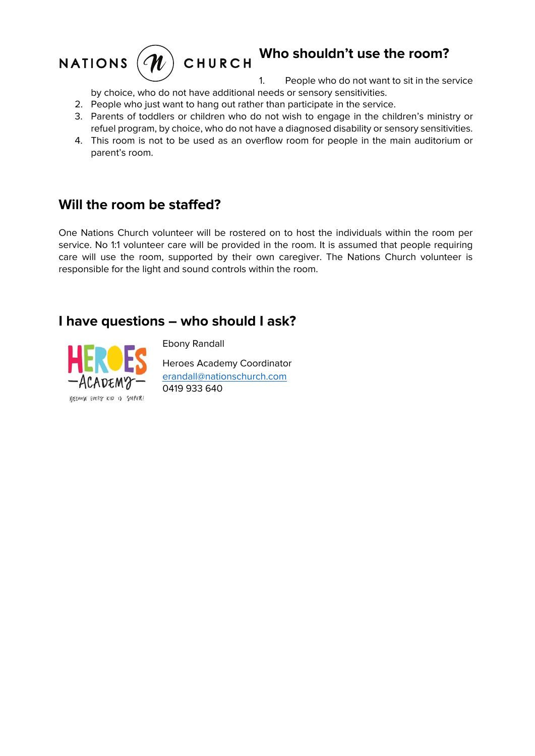## Who shouldn't use the room?

1. People who do not want to sit in the service by choice, who do not have additional needs or sensory sensitivities.
2. People who just want to hang out rather than participate in the service.
3. Parents of toddlers or children who do not wish to engage in the children's ministry or refuel program, by choice, who do not have a diagnosed disability or sensory sensitivities.
4. This room is not to be used as an overflow room for people in the main auditorium or parent's room.

## Will the room be staffed?

One Nations Church volunteer will be rostered on to host the individuals within the room per service. No 1:1 volunteer care will be provided in the room. It is assumed that people requiring care will use the room, supported by their own caregiver. The Nations Church volunteer is responsible for the light and sound controls within the room.

## I have questions – who should I ask?

Ebony Randall

Heroes Academy Coordinator
erandall@nationschurch.com
0419 933 640